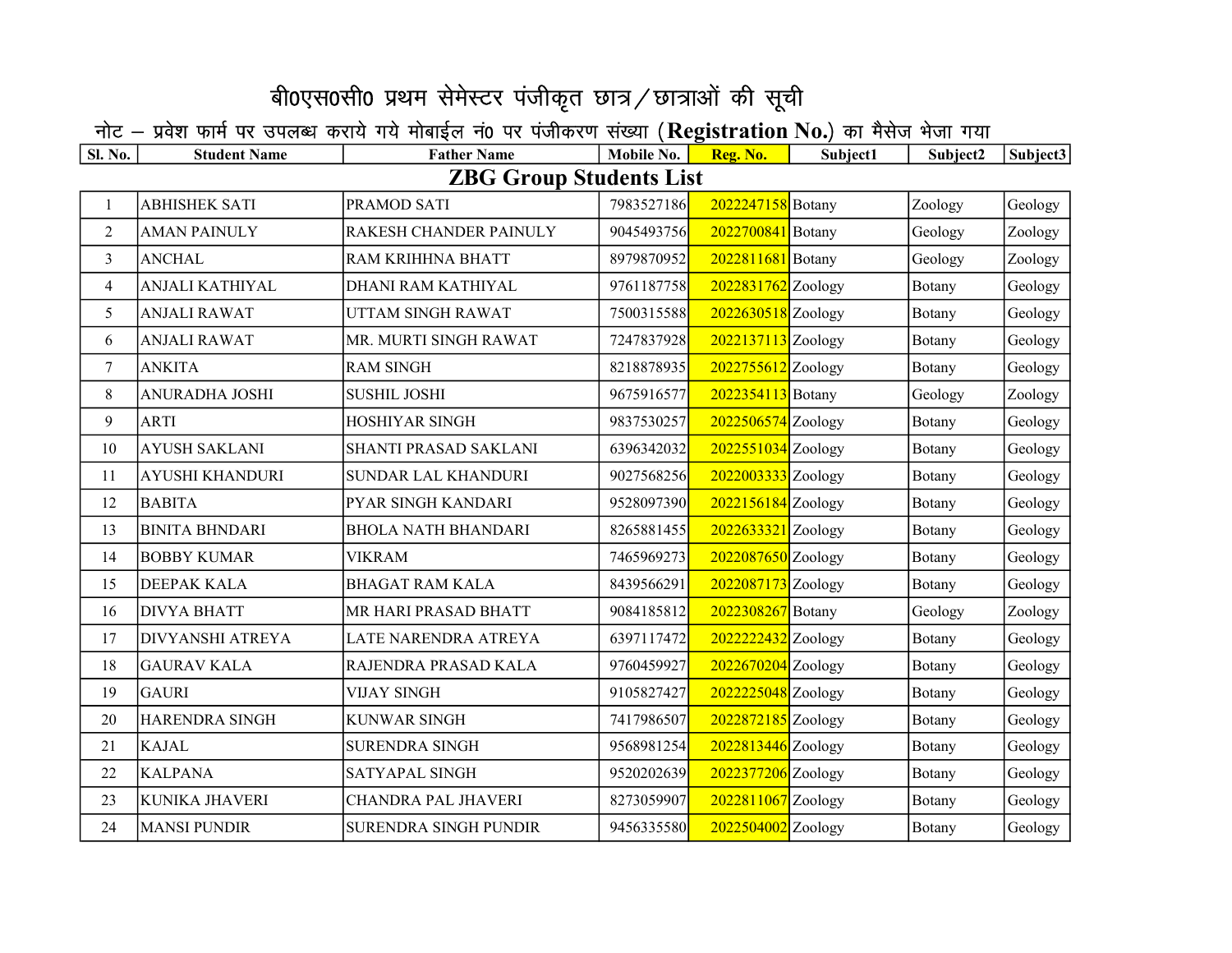# बी0एस0सी0 प्रथम सेमेस्टर पंजीकृत छात्र/छात्राओं की सूची

नोट – प्रवेश फार्म पर उपलब्ध कराये गये मोबाईल नं0 पर पंजीकरण संख्या (**Registration No.**) का मैसेज भेजा गया

| Sl. No. | Student Name | Father Name | Mobile No. | Reg. No. | Subject1 | Subject2 | Subject3 |
|---|---|---|---|---|---|---|---|
| **ZBG Group Students List** | | | | | | | |
| 1 | ABHISHEK SATI | PRAMOD SATI | 7983527186 | 2022247158 | Botany | Zoology | Geology |
| 2 | AMAN PAINULY | RAKESH CHANDER PAINULY | 9045493756 | 2022700841 | Botany | Geology | Zoology |
| 3 | ANCHAL | RAM KRIHHNA BHATT | 8979870952 | 2022811681 | Botany | Geology | Zoology |
| 4 | ANJALI KATHIYAL | DHANI RAM KATHIYAL | 9761187758 | 2022831762 | Zoology | Botany | Geology |
| 5 | ANJALI RAWAT | UTTAM SINGH RAWAT | 7500315588 | 2022630518 | Zoology | Botany | Geology |
| 6 | ANJALI RAWAT | MR. MURTI SINGH RAWAT | 7247837928 | 2022137113 | Zoology | Botany | Geology |
| 7 | ANKITA | RAM SINGH | 8218878935 | 2022755612 | Zoology | Botany | Geology |
| 8 | ANURADHA JOSHI | SUSHIL JOSHI | 9675916577 | 2022354113 | Botany | Geology | Zoology |
| 9 | ARTI | HOSHIYAR SINGH | 9837530257 | 2022506574 | Zoology | Botany | Geology |
| 10 | AYUSH SAKLANI | SHANTI PRASAD SAKLANI | 6396342032 | 2022551034 | Zoology | Botany | Geology |
| 11 | AYUSHI KHANDURI | SUNDAR LAL KHANDURI | 9027568256 | 2022003333 | Zoology | Botany | Geology |
| 12 | BABITA | PYAR SINGH KANDARI | 9528097390 | 2022156184 | Zoology | Botany | Geology |
| 13 | BINITA BHNDARI | BHOLA NATH BHANDARI | 8265881455 | 2022633321 | Zoology | Botany | Geology |
| 14 | BOBBY KUMAR | VIKRAM | 7465969273 | 2022087650 | Zoology | Botany | Geology |
| 15 | DEEPAK KALA | BHAGAT RAM KALA | 8439566291 | 2022087173 | Zoology | Botany | Geology |
| 16 | DIVYA BHATT | MR HARI PRASAD BHATT | 9084185812 | 2022308267 | Botany | Geology | Zoology |
| 17 | DIVYANSHI ATREYA | LATE NARENDRA ATREYA | 6397117472 | 2022222432 | Zoology | Botany | Geology |
| 18 | GAURAV KALA | RAJENDRA PRASAD KALA | 9760459927 | 2022670204 | Zoology | Botany | Geology |
| 19 | GAURI | VIJAY SINGH | 9105827427 | 2022225048 | Zoology | Botany | Geology |
| 20 | HARENDRA SINGH | KUNWAR SINGH | 7417986507 | 2022872185 | Zoology | Botany | Geology |
| 21 | KAJAL | SURENDRA SINGH | 9568981254 | 2022813446 | Zoology | Botany | Geology |
| 22 | KALPANA | SATYAPAL SINGH | 9520202639 | 2022377206 | Zoology | Botany | Geology |
| 23 | KUNIKA JHAVERI | CHANDRA PAL JHAVERI | 8273059907 | 2022811067 | Zoology | Botany | Geology |
| 24 | MANSI PUNDIR | SURENDRA SINGH PUNDIR | 9456335580 | 2022504002 | Zoology | Botany | Geology |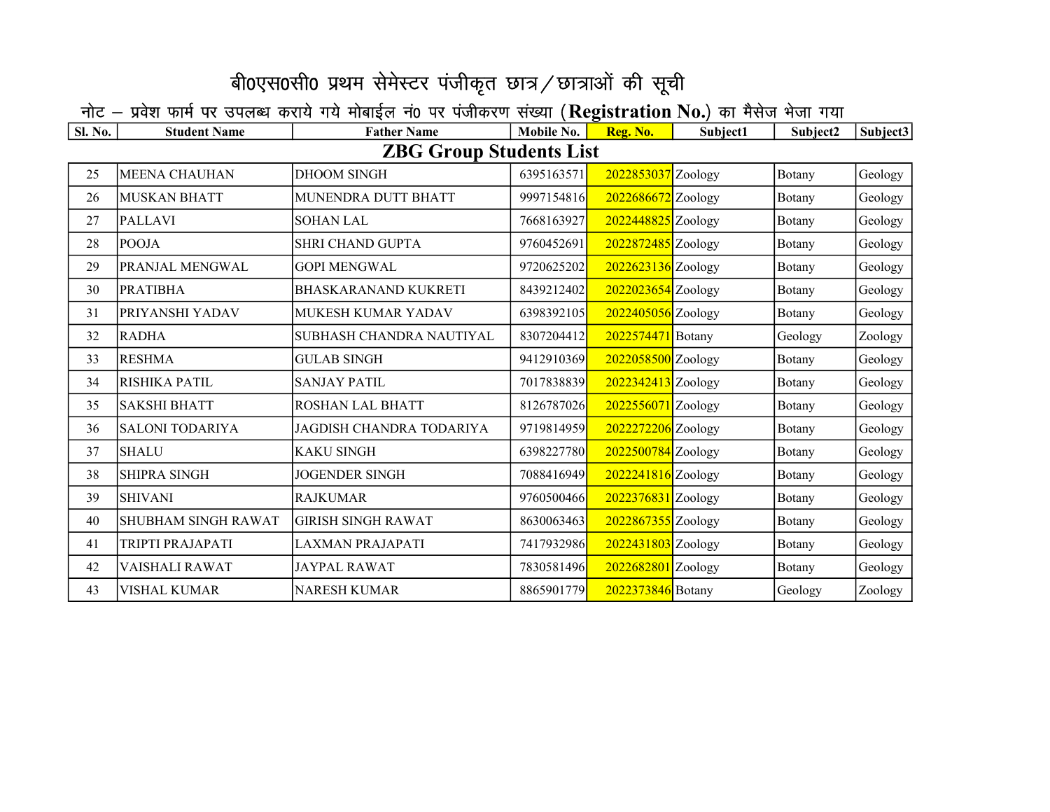# बी0एस0सी0 प्रथम सेमेस्टर पंजीकृत छात्र/छात्राओं की सूची

नोट – प्रवेश फार्म पर उपलब्ध कराये गये मोबाईल नं0 पर पंजीकरण संख्या (**Registration No.**) का मैसेज भेजा गया

| Sl. No. | Student Name | Father Name | Mobile No. | Reg. No. | Subject1 | Subject2 | Subject3 |
|---|---|---|---|---|---|---|---|
| **ZBG Group Students List** | | | | | | | |
| 25 | MEENA CHAUHAN | DHOOM SINGH | 6395163571 | 2022853037 | Zoology | Botany | Geology |
| 26 | MUSKAN BHATT | MUNENDRA DUTT BHATT | 9997154816 | 2022686672 | Zoology | Botany | Geology |
| 27 | PALLAVI | SOHAN LAL | 7668163927 | 2022448825 | Zoology | Botany | Geology |
| 28 | POOJA | SHRI CHAND GUPTA | 9760452691 | 2022872485 | Zoology | Botany | Geology |
| 29 | PRANJAL MENGWAL | GOPI MENGWAL | 9720625202 | 2022623136 | Zoology | Botany | Geology |
| 30 | PRATIBHA | BHASKARANAND KUKRETI | 8439212402 | 2022023654 | Zoology | Botany | Geology |
| 31 | PRIYANSHI YADAV | MUKESH KUMAR YADAV | 6398392105 | 2022405056 | Zoology | Botany | Geology |
| 32 | RADHA | SUBHASH CHANDRA NAUTIYAL | 8307204412 | 2022574471 | Botany | Geology | Zoology |
| 33 | RESHMA | GULAB SINGH | 9412910369 | 2022058500 | Zoology | Botany | Geology |
| 34 | RISHIKA PATIL | SANJAY PATIL | 7017838839 | 2022342413 | Zoology | Botany | Geology |
| 35 | SAKSHI BHATT | ROSHAN LAL BHATT | 8126787026 | 2022556071 | Zoology | Botany | Geology |
| 36 | SALONI TODARIYA | JAGDISH CHANDRA TODARIYA | 9719814959 | 2022272206 | Zoology | Botany | Geology |
| 37 | SHALU | KAKU SINGH | 6398227780 | 2022500784 | Zoology | Botany | Geology |
| 38 | SHIPRA SINGH | JOGENDER SINGH | 7088416949 | 2022241816 | Zoology | Botany | Geology |
| 39 | SHIVANI | RAJKUMAR | 9760500466 | 2022376831 | Zoology | Botany | Geology |
| 40 | SHUBHAM SINGH RAWAT | GIRISH SINGH RAWAT | 8630063463 | 2022867355 | Zoology | Botany | Geology |
| 41 | TRIPTI PRAJAPATI | LAXMAN PRAJAPATI | 7417932986 | 2022431803 | Zoology | Botany | Geology |
| 42 | VAISHALI RAWAT | JAYPAL RAWAT | 7830581496 | 2022682801 | Zoology | Botany | Geology |
| 43 | VISHAL KUMAR | NARESH KUMAR | 8865901779 | 2022373846 | Botany | Geology | Zoology |